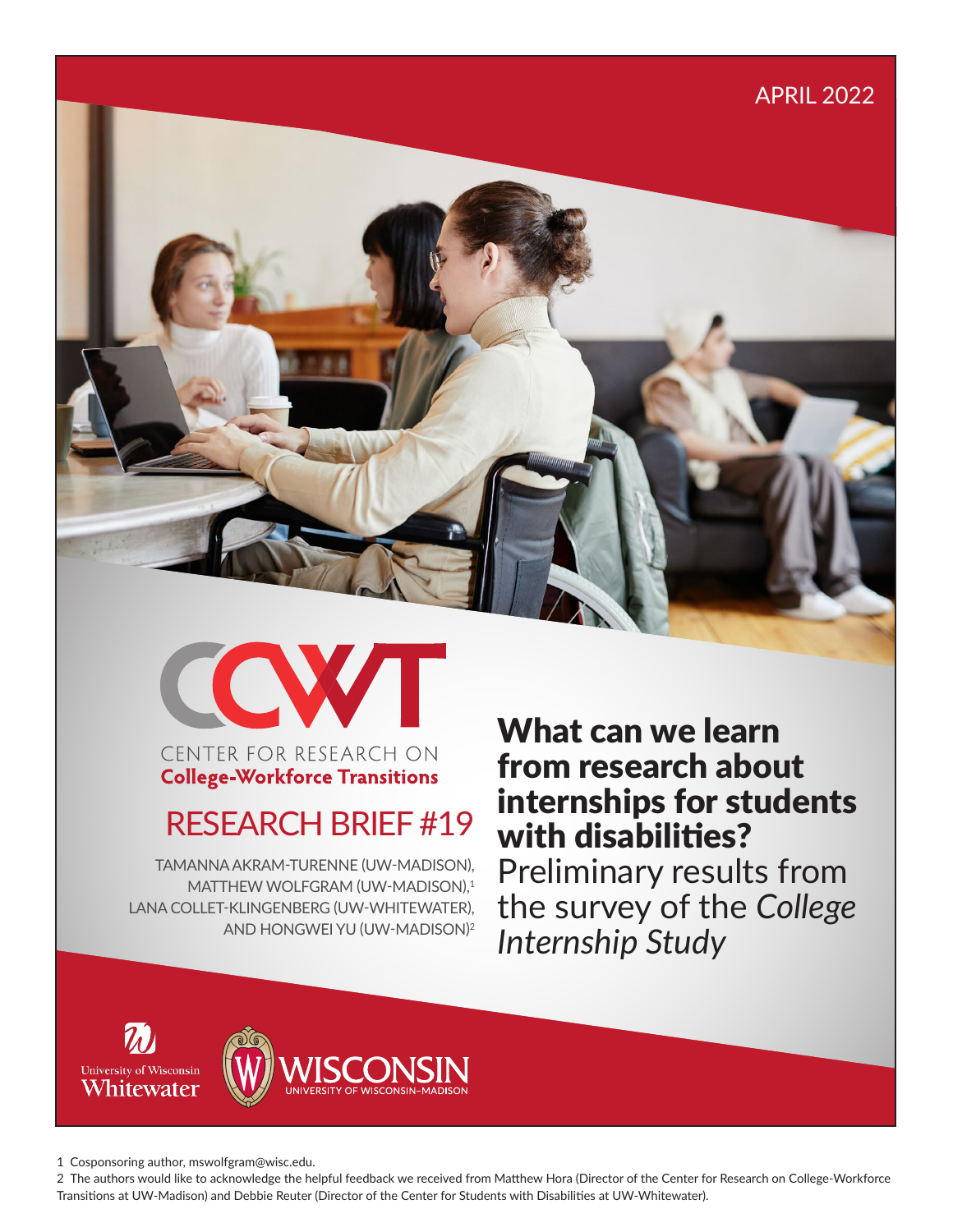APRIL 2022

CENTER FOR RESEARCH ON
**College-Workforce Transitions**

## RESEARCH BRIEF #19

TAMANNA AKRAM-TURENNE (UW-MADISON), MATTHEW WOLFGRAM (UW-MADISON),[1] LANA COLLET-KLINGENBERG (UW-WHITEWATER), AND HONGWEI YU (UW-MADISON)[2]

# What can we learn from research about internships for students with disabilities?

Preliminary results from the survey of the *College Internship Study*

University of Wisconsin Whitewater

WISCONSIN UNIVERSITY OF WISCONSIN–MADISON

1 Cosponsoring author, mswolfgram@wisc.edu.

2 The authors would like to acknowledge the helpful feedback we received from Matthew Hora (Director of the Center for Research on College-Workforce Transitions at UW-Madison) and Debbie Reuter (Director of the Center for Students with Disabilities at UW-Whitewater).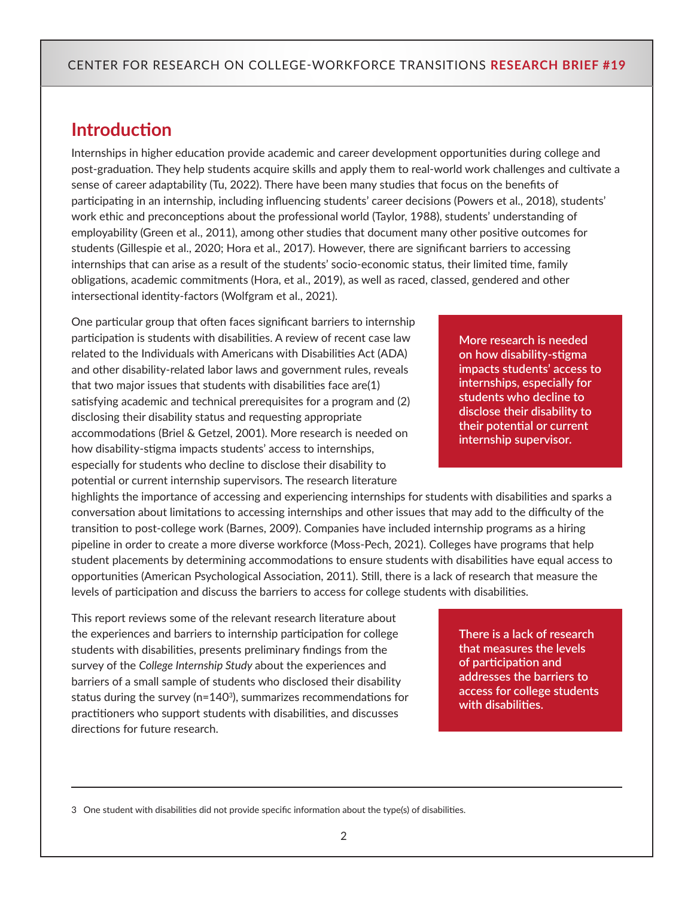## Introduction

Internships in higher education provide academic and career development opportunities during college and post-graduation. They help students acquire skills and apply them to real-world work challenges and cultivate a sense of career adaptability (Tu, 2022). There have been many studies that focus on the benefits of participating in an internship, including influencing students' career decisions (Powers et al., 2018), students' work ethic and preconceptions about the professional world (Taylor, 1988), students' understanding of employability (Green et al., 2011), among other studies that document many other positive outcomes for students (Gillespie et al., 2020; Hora et al., 2017). However, there are significant barriers to accessing internships that can arise as a result of the students' socio-economic status, their limited time, family obligations, academic commitments (Hora, et al., 2019), as well as raced, classed, gendered and other intersectional identity-factors (Wolfgram et al., 2021).

One particular group that often faces significant barriers to internship participation is students with disabilities. A review of recent case law related to the Individuals with Americans with Disabilities Act (ADA) and other disability-related labor laws and government rules, reveals that two major issues that students with disabilities face are(1) satisfying academic and technical prerequisites for a program and (2) disclosing their disability status and requesting appropriate accommodations (Briel & Getzel, 2001). More research is needed on how disability-stigma impacts students' access to internships, especially for students who decline to disclose their disability to potential or current internship supervisors. The research literature highlights the importance of accessing and experiencing internships for students with disabilities and sparks a conversation about limitations to accessing internships and other issues that may add to the difficulty of the transition to post-college work (Barnes, 2009). Companies have included internship programs as a hiring pipeline in order to create a more diverse workforce (Moss-Pech, 2021). Colleges have programs that help student placements by determining accommodations to ensure students with disabilities have equal access to opportunities (American Psychological Association, 2011). Still, there is a lack of research that measure the levels of participation and discuss the barriers to access for college students with disabilities.

> **More research is needed on how disability-stigma impacts students' access to internships, especially for students who decline to disclose their disability to their potential or current internship supervisor.**

This report reviews some of the relevant research literature about the experiences and barriers to internship participation for college students with disabilities, presents preliminary findings from the survey of the *College Internship Study* about the experiences and barriers of a small sample of students who disclosed their disability status during the survey (n=140[3]), summarizes recommendations for practitioners who support students with disabilities, and discusses directions for future research.

> **There is a lack of research that measures the levels of participation and addresses the barriers to access for college students with disabilities.**

---

3 One student with disabilities did not provide specific information about the type(s) of disabilities.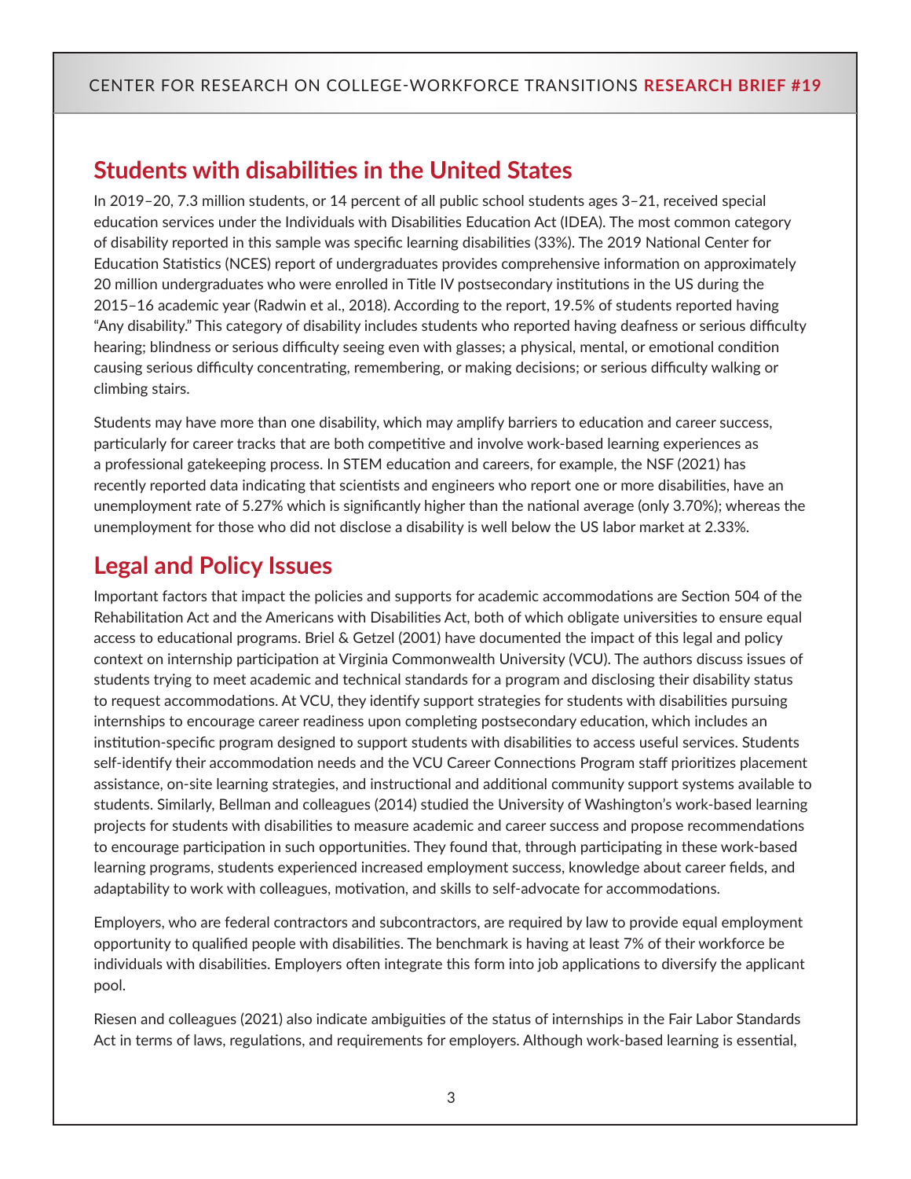## Students with disabilities in the United States

In 2019–20, 7.3 million students, or 14 percent of all public school students ages 3–21, received special education services under the Individuals with Disabilities Education Act (IDEA). The most common category of disability reported in this sample was specific learning disabilities (33%). The 2019 National Center for Education Statistics (NCES) report of undergraduates provides comprehensive information on approximately 20 million undergraduates who were enrolled in Title IV postsecondary institutions in the US during the 2015–16 academic year (Radwin et al., 2018). According to the report, 19.5% of students reported having "Any disability." This category of disability includes students who reported having deafness or serious difficulty hearing; blindness or serious difficulty seeing even with glasses; a physical, mental, or emotional condition causing serious difficulty concentrating, remembering, or making decisions; or serious difficulty walking or climbing stairs.

Students may have more than one disability, which may amplify barriers to education and career success, particularly for career tracks that are both competitive and involve work-based learning experiences as a professional gatekeeping process. In STEM education and careers, for example, the NSF (2021) has recently reported data indicating that scientists and engineers who report one or more disabilities, have an unemployment rate of 5.27% which is significantly higher than the national average (only 3.70%); whereas the unemployment for those who did not disclose a disability is well below the US labor market at 2.33%.

## Legal and Policy Issues

Important factors that impact the policies and supports for academic accommodations are Section 504 of the Rehabilitation Act and the Americans with Disabilities Act, both of which obligate universities to ensure equal access to educational programs. Briel & Getzel (2001) have documented the impact of this legal and policy context on internship participation at Virginia Commonwealth University (VCU). The authors discuss issues of students trying to meet academic and technical standards for a program and disclosing their disability status to request accommodations. At VCU, they identify support strategies for students with disabilities pursuing internships to encourage career readiness upon completing postsecondary education, which includes an institution-specific program designed to support students with disabilities to access useful services. Students self-identify their accommodation needs and the VCU Career Connections Program staff prioritizes placement assistance, on-site learning strategies, and instructional and additional community support systems available to students. Similarly, Bellman and colleagues (2014) studied the University of Washington's work-based learning projects for students with disabilities to measure academic and career success and propose recommendations to encourage participation in such opportunities. They found that, through participating in these work-based learning programs, students experienced increased employment success, knowledge about career fields, and adaptability to work with colleagues, motivation, and skills to self-advocate for accommodations.

Employers, who are federal contractors and subcontractors, are required by law to provide equal employment opportunity to qualified people with disabilities. The benchmark is having at least 7% of their workforce be individuals with disabilities. Employers often integrate this form into job applications to diversify the applicant pool.

Riesen and colleagues (2021) also indicate ambiguities of the status of internships in the Fair Labor Standards Act in terms of laws, regulations, and requirements for employers. Although work-based learning is essential,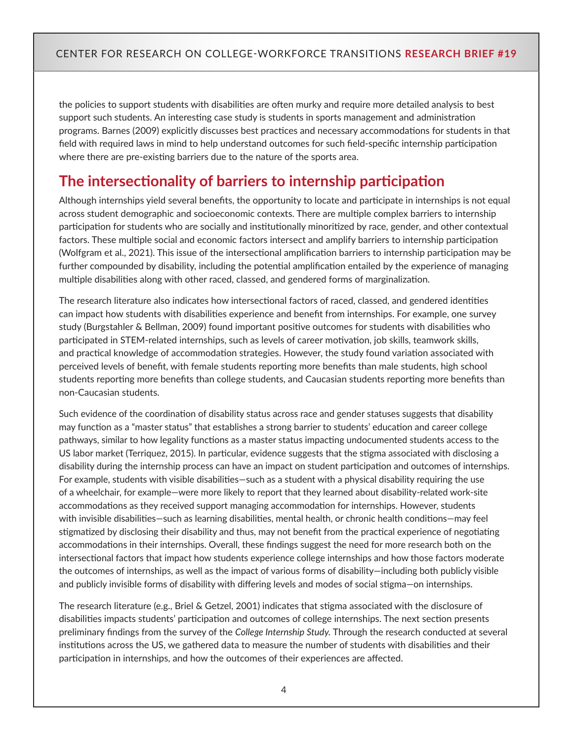the policies to support students with disabilities are often murky and require more detailed analysis to best support such students. An interesting case study is students in sports management and administration programs. Barnes (2009) explicitly discusses best practices and necessary accommodations for students in that field with required laws in mind to help understand outcomes for such field-specific internship participation where there are pre-existing barriers due to the nature of the sports area.

## The intersectionality of barriers to internship participation

Although internships yield several benefits, the opportunity to locate and participate in internships is not equal across student demographic and socioeconomic contexts. There are multiple complex barriers to internship participation for students who are socially and institutionally minoritized by race, gender, and other contextual factors. These multiple social and economic factors intersect and amplify barriers to internship participation (Wolfgram et al., 2021). This issue of the intersectional amplification barriers to internship participation may be further compounded by disability, including the potential amplification entailed by the experience of managing multiple disabilities along with other raced, classed, and gendered forms of marginalization.

The research literature also indicates how intersectional factors of raced, classed, and gendered identities can impact how students with disabilities experience and benefit from internships. For example, one survey study (Burgstahler & Bellman, 2009) found important positive outcomes for students with disabilities who participated in STEM-related internships, such as levels of career motivation, job skills, teamwork skills, and practical knowledge of accommodation strategies. However, the study found variation associated with perceived levels of benefit, with female students reporting more benefits than male students, high school students reporting more benefits than college students, and Caucasian students reporting more benefits than non-Caucasian students.

Such evidence of the coordination of disability status across race and gender statuses suggests that disability may function as a "master status" that establishes a strong barrier to students' education and career college pathways, similar to how legality functions as a master status impacting undocumented students access to the US labor market (Terriquez, 2015). In particular, evidence suggests that the stigma associated with disclosing a disability during the internship process can have an impact on student participation and outcomes of internships. For example, students with visible disabilities—such as a student with a physical disability requiring the use of a wheelchair, for example—were more likely to report that they learned about disability-related work-site accommodations as they received support managing accommodation for internships. However, students with invisible disabilities—such as learning disabilities, mental health, or chronic health conditions—may feel stigmatized by disclosing their disability and thus, may not benefit from the practical experience of negotiating accommodations in their internships. Overall, these findings suggest the need for more research both on the intersectional factors that impact how students experience college internships and how those factors moderate the outcomes of internships, as well as the impact of various forms of disability—including both publicly visible and publicly invisible forms of disability with differing levels and modes of social stigma—on internships.

The research literature (e.g., Briel & Getzel, 2001) indicates that stigma associated with the disclosure of disabilities impacts students' participation and outcomes of college internships. The next section presents preliminary findings from the survey of the *College Internship Study*. Through the research conducted at several institutions across the US, we gathered data to measure the number of students with disabilities and their participation in internships, and how the outcomes of their experiences are affected.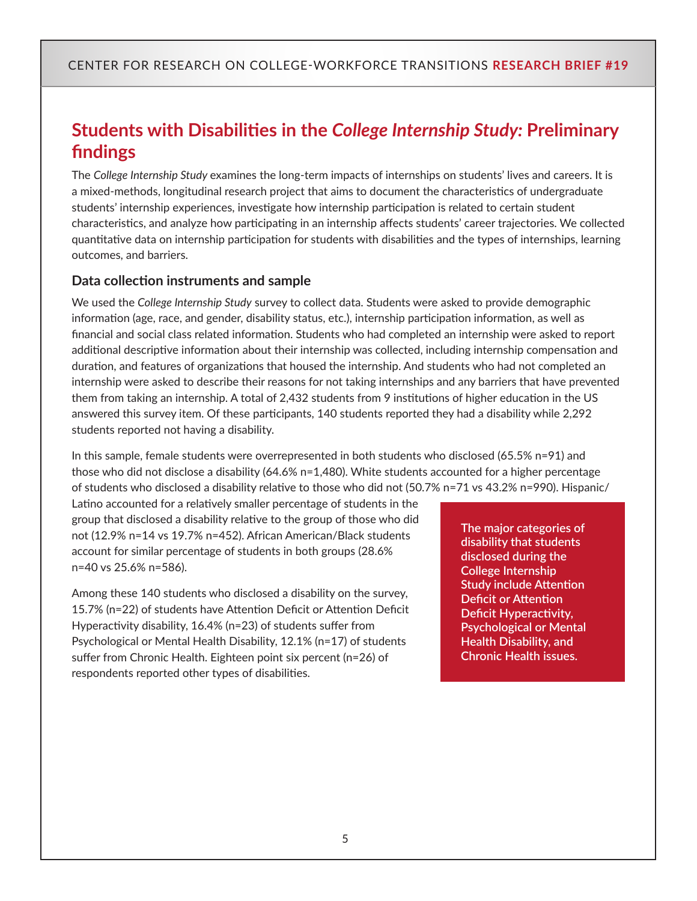# Students with Disabilities in the *College Internship Study*: Preliminary findings

The *College Internship Study* examines the long-term impacts of internships on students' lives and careers. It is a mixed-methods, longitudinal research project that aims to document the characteristics of undergraduate students' internship experiences, investigate how internship participation is related to certain student characteristics, and analyze how participating in an internship affects students' career trajectories. We collected quantitative data on internship participation for students with disabilities and the types of internships, learning outcomes, and barriers.

## Data collection instruments and sample

We used the *College Internship Study* survey to collect data. Students were asked to provide demographic information (age, race, and gender, disability status, etc.), internship participation information, as well as financial and social class related information. Students who had completed an internship were asked to report additional descriptive information about their internship was collected, including internship compensation and duration, and features of organizations that housed the internship. And students who had not completed an internship were asked to describe their reasons for not taking internships and any barriers that have prevented them from taking an internship. A total of 2,432 students from 9 institutions of higher education in the US answered this survey item. Of these participants, 140 students reported they had a disability while 2,292 students reported not having a disability.

In this sample, female students were overrepresented in both students who disclosed (65.5% n=91) and those who did not disclose a disability (64.6% n=1,480). White students accounted for a higher percentage of students who disclosed a disability relative to those who did not (50.7% n=71 vs 43.2% n=990). Hispanic/Latino accounted for a relatively smaller percentage of students in the group that disclosed a disability relative to the group of those who did not (12.9% n=14 vs 19.7% n=452). African American/Black students account for similar percentage of students in both groups (28.6% n=40 vs 25.6% n=586).

Among these 140 students who disclosed a disability on the survey, 15.7% (n=22) of students have Attention Deficit or Attention Deficit Hyperactivity disability, 16.4% (n=23) of students suffer from Psychological or Mental Health Disability, 12.1% (n=17) of students suffer from Chronic Health. Eighteen point six percent (n=26) of respondents reported other types of disabilities.

**The major categories of disability that students disclosed during the College Internship Study include Attention Deficit or Attention Deficit Hyperactivity, Psychological or Mental Health Disability, and Chronic Health issues.**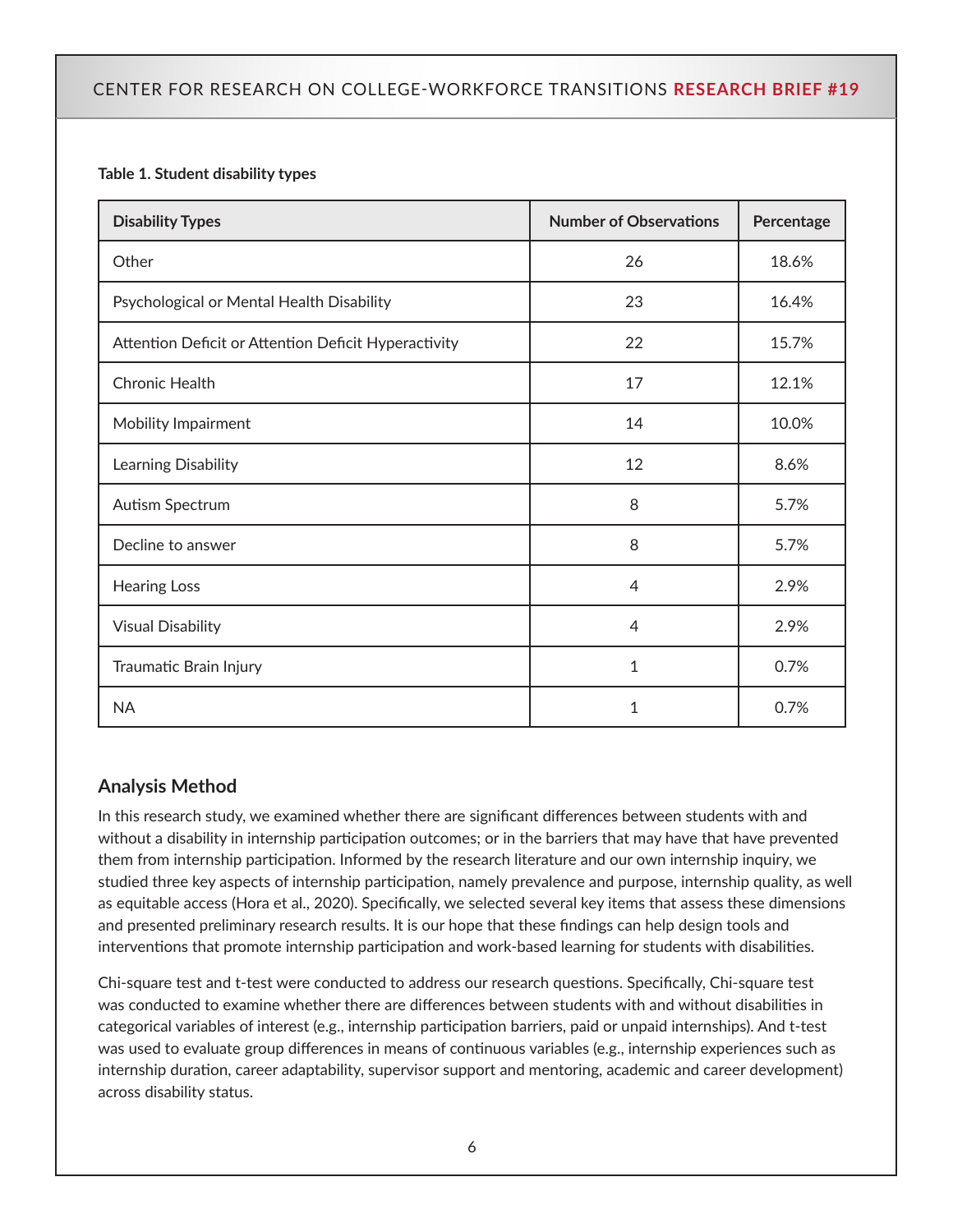**Table 1. Student disability types**

| Disability Types | Number of Observations | Percentage |
|---|---|---|
| Other | 26 | 18.6% |
| Psychological or Mental Health Disability | 23 | 16.4% |
| Attention Deficit or Attention Deficit Hyperactivity | 22 | 15.7% |
| Chronic Health | 17 | 12.1% |
| Mobility Impairment | 14 | 10.0% |
| Learning Disability | 12 | 8.6% |
| Autism Spectrum | 8 | 5.7% |
| Decline to answer | 8 | 5.7% |
| Hearing Loss | 4 | 2.9% |
| Visual Disability | 4 | 2.9% |
| Traumatic Brain Injury | 1 | 0.7% |
| NA | 1 | 0.7% |

## Analysis Method

In this research study, we examined whether there are significant differences between students with and without a disability in internship participation outcomes; or in the barriers that may have that have prevented them from internship participation. Informed by the research literature and our own internship inquiry, we studied three key aspects of internship participation, namely prevalence and purpose, internship quality, as well as equitable access (Hora et al., 2020). Specifically, we selected several key items that assess these dimensions and presented preliminary research results. It is our hope that these findings can help design tools and interventions that promote internship participation and work-based learning for students with disabilities.

Chi-square test and t-test were conducted to address our research questions. Specifically, Chi-square test was conducted to examine whether there are differences between students with and without disabilities in categorical variables of interest (e.g., internship participation barriers, paid or unpaid internships). And t-test was used to evaluate group differences in means of continuous variables (e.g., internship experiences such as internship duration, career adaptability, supervisor support and mentoring, academic and career development) across disability status.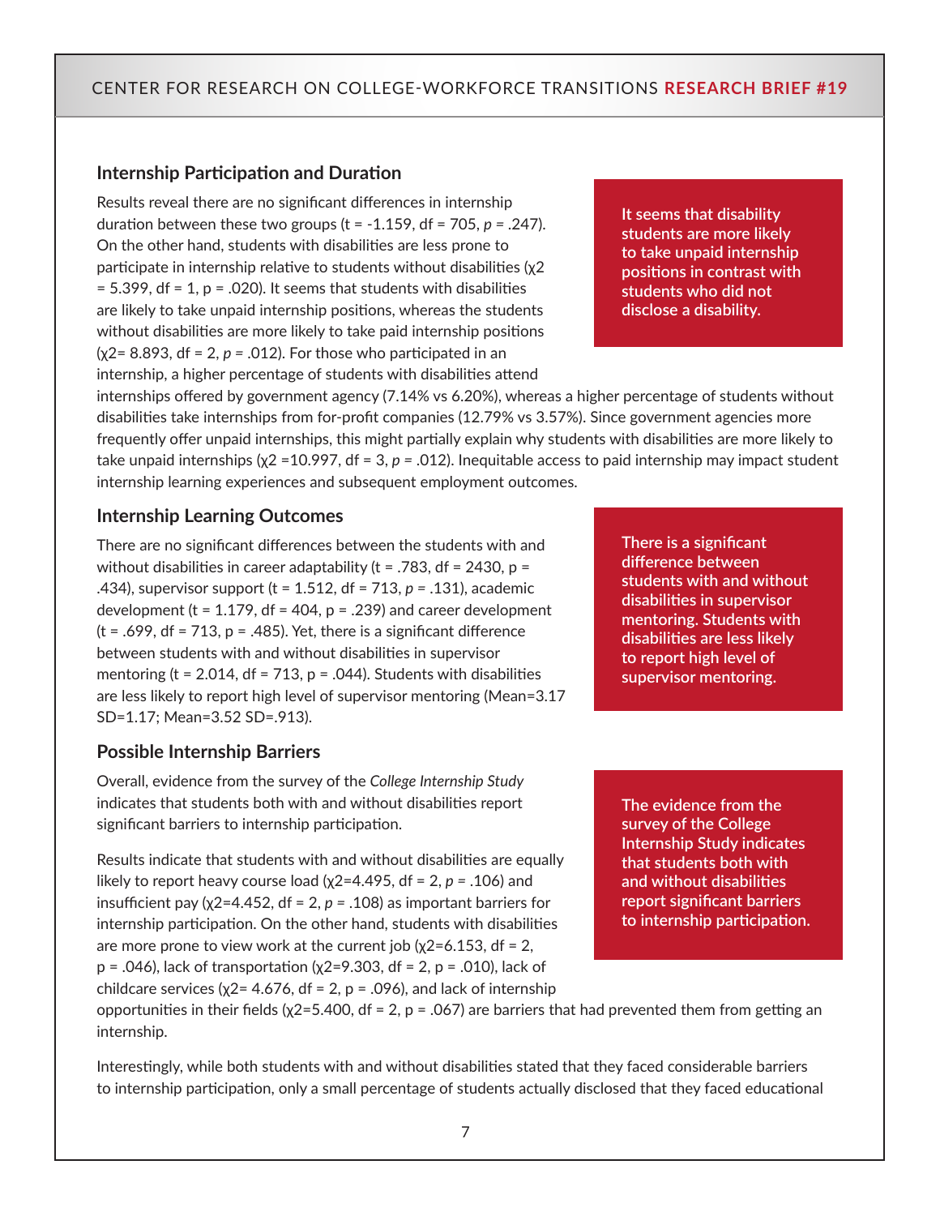## Internship Participation and Duration

Results reveal there are no significant differences in internship duration between these two groups (t = -1.159, df = 705, *p* = .247). On the other hand, students with disabilities are less prone to participate in internship relative to students without disabilities ($\chi^2$ = 5.399, df = 1, p = .020). It seems that students with disabilities are likely to take unpaid internship positions, whereas the students without disabilities are more likely to take paid internship positions ($\chi^2$= 8.893, df = 2, *p* = .012). For those who participated in an internship, a higher percentage of students with disabilities attend internships offered by government agency (7.14% vs 6.20%), whereas a higher percentage of students without disabilities take internships from for-profit companies (12.79% vs 3.57%). Since government agencies more frequently offer unpaid internships, this might partially explain why students with disabilities are more likely to take unpaid internships ($\chi^2$ =10.997, df = 3, *p* = .012). Inequitable access to paid internship may impact student internship learning experiences and subsequent employment outcomes.

**It seems that disability students are more likely to take unpaid internship positions in contrast with students who did not disclose a disability.**

## Internship Learning Outcomes

There are no significant differences between the students with and without disabilities in career adaptability (t = .783, df = 2430, p = .434), supervisor support (t = 1.512, df = 713, *p* = .131), academic development (t = 1.179, df = 404, p = .239) and career development (t = .699, df = 713, p = .485). Yet, there is a significant difference between students with and without disabilities in supervisor mentoring (t = 2.014, df = 713, p = .044). Students with disabilities are less likely to report high level of supervisor mentoring (Mean=3.17 SD=1.17; Mean=3.52 SD=.913).

**There is a significant difference between students with and without disabilities in supervisor mentoring. Students with disabilities are less likely to report high level of supervisor mentoring.**

## Possible Internship Barriers

Overall, evidence from the survey of the *College Internship Study* indicates that students both with and without disabilities report significant barriers to internship participation.

Results indicate that students with and without disabilities are equally likely to report heavy course load ($\chi^2$=4.495, df = 2, *p* = .106) and insufficient pay ($\chi^2$=4.452, df = 2, *p* = .108) as important barriers for internship participation. On the other hand, students with disabilities are more prone to view work at the current job ($\chi^2$=6.153, df = 2, p = .046), lack of transportation ($\chi^2$=9.303, df = 2, p = .010), lack of childcare services ($\chi^2$= 4.676, df = 2, p = .096), and lack of internship opportunities in their fields ($\chi^2$=5.400, df = 2, p = .067) are barriers that had prevented them from getting an internship.

**The evidence from the survey of the College Internship Study indicates that students both with and without disabilities report significant barriers to internship participation.**

Interestingly, while both students with and without disabilities stated that they faced considerable barriers to internship participation, only a small percentage of students actually disclosed that they faced educational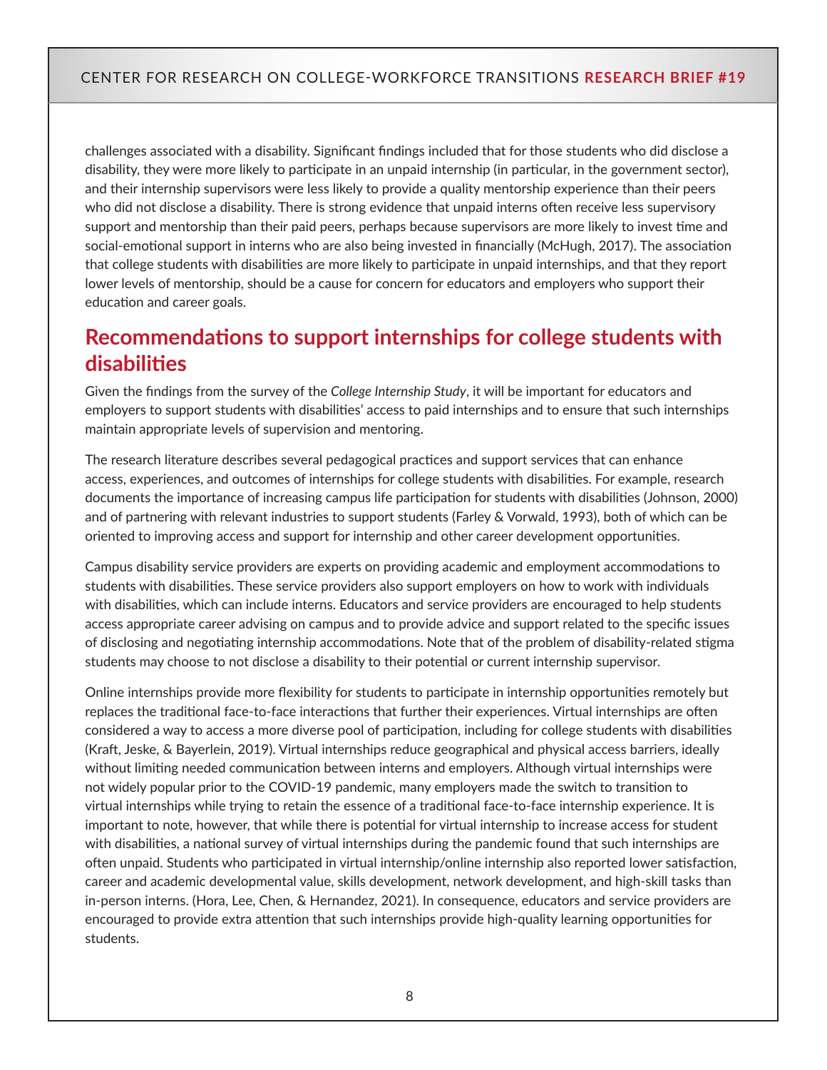challenges associated with a disability. Significant findings included that for those students who did disclose a disability, they were more likely to participate in an unpaid internship (in particular, in the government sector), and their internship supervisors were less likely to provide a quality mentorship experience than their peers who did not disclose a disability. There is strong evidence that unpaid interns often receive less supervisory support and mentorship than their paid peers, perhaps because supervisors are more likely to invest time and social-emotional support in interns who are also being invested in financially (McHugh, 2017). The association that college students with disabilities are more likely to participate in unpaid internships, and that they report lower levels of mentorship, should be a cause for concern for educators and employers who support their education and career goals.

## Recommendations to support internships for college students with disabilities

Given the findings from the survey of the *College Internship Study*, it will be important for educators and employers to support students with disabilities' access to paid internships and to ensure that such internships maintain appropriate levels of supervision and mentoring.

The research literature describes several pedagogical practices and support services that can enhance access, experiences, and outcomes of internships for college students with disabilities. For example, research documents the importance of increasing campus life participation for students with disabilities (Johnson, 2000) and of partnering with relevant industries to support students (Farley & Vorwald, 1993), both of which can be oriented to improving access and support for internship and other career development opportunities.

Campus disability service providers are experts on providing academic and employment accommodations to students with disabilities. These service providers also support employers on how to work with individuals with disabilities, which can include interns. Educators and service providers are encouraged to help students access appropriate career advising on campus and to provide advice and support related to the specific issues of disclosing and negotiating internship accommodations. Note that of the problem of disability-related stigma students may choose to not disclose a disability to their potential or current internship supervisor.

Online internships provide more flexibility for students to participate in internship opportunities remotely but replaces the traditional face-to-face interactions that further their experiences. Virtual internships are often considered a way to access a more diverse pool of participation, including for college students with disabilities (Kraft, Jeske, & Bayerlein, 2019). Virtual internships reduce geographical and physical access barriers, ideally without limiting needed communication between interns and employers. Although virtual internships were not widely popular prior to the COVID-19 pandemic, many employers made the switch to transition to virtual internships while trying to retain the essence of a traditional face-to-face internship experience. It is important to note, however, that while there is potential for virtual internship to increase access for student with disabilities, a national survey of virtual internships during the pandemic found that such internships are often unpaid. Students who participated in virtual internship/online internship also reported lower satisfaction, career and academic developmental value, skills development, network development, and high-skill tasks than in-person interns. (Hora, Lee, Chen, & Hernandez, 2021). In consequence, educators and service providers are encouraged to provide extra attention that such internships provide high-quality learning opportunities for students.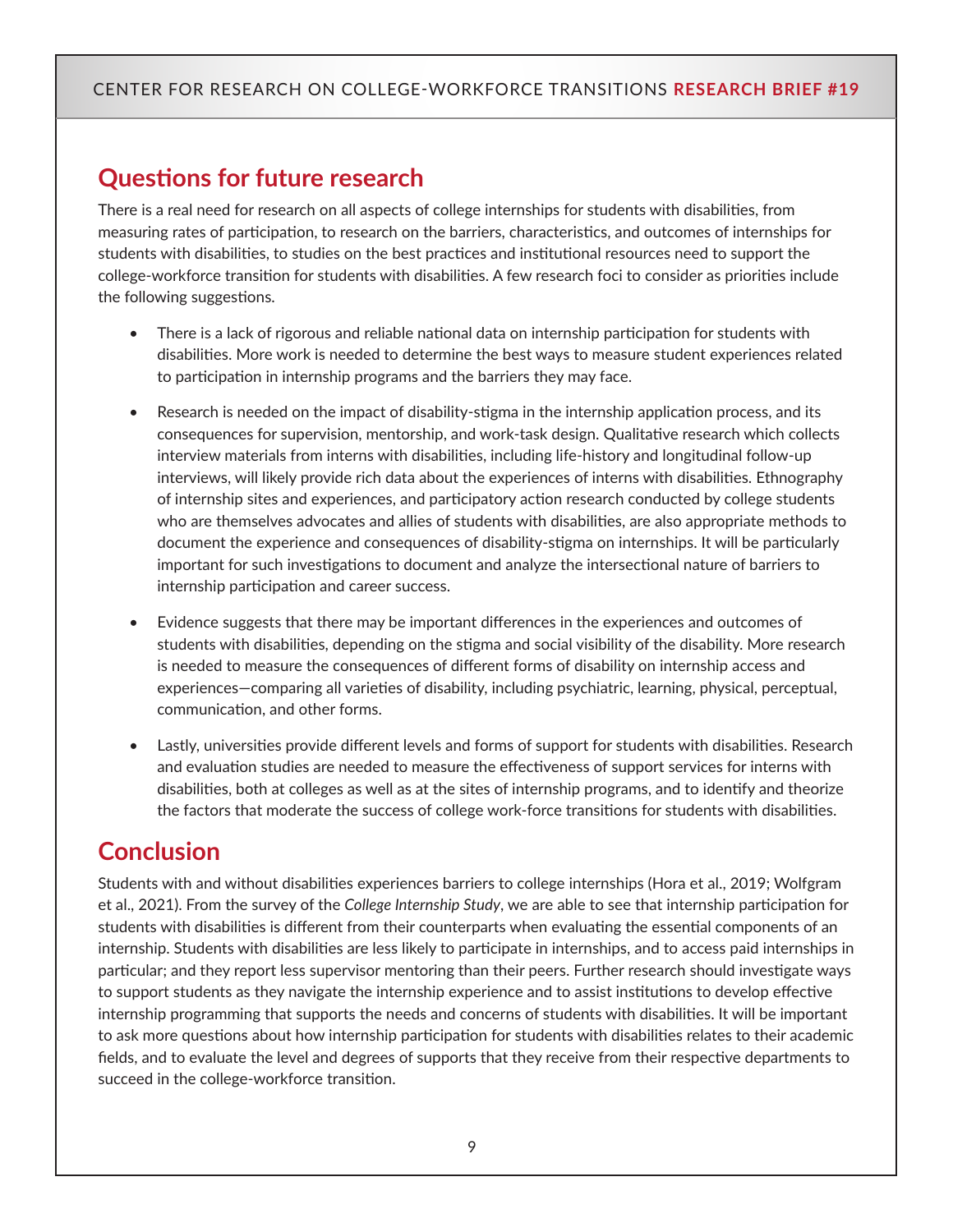## Questions for future research

There is a real need for research on all aspects of college internships for students with disabilities, from measuring rates of participation, to research on the barriers, characteristics, and outcomes of internships for students with disabilities, to studies on the best practices and institutional resources need to support the college-workforce transition for students with disabilities. A few research foci to consider as priorities include the following suggestions.

- There is a lack of rigorous and reliable national data on internship participation for students with disabilities. More work is needed to determine the best ways to measure student experiences related to participation in internship programs and the barriers they may face.
- Research is needed on the impact of disability-stigma in the internship application process, and its consequences for supervision, mentorship, and work-task design. Qualitative research which collects interview materials from interns with disabilities, including life-history and longitudinal follow-up interviews, will likely provide rich data about the experiences of interns with disabilities. Ethnography of internship sites and experiences, and participatory action research conducted by college students who are themselves advocates and allies of students with disabilities, are also appropriate methods to document the experience and consequences of disability-stigma on internships. It will be particularly important for such investigations to document and analyze the intersectional nature of barriers to internship participation and career success.
- Evidence suggests that there may be important differences in the experiences and outcomes of students with disabilities, depending on the stigma and social visibility of the disability. More research is needed to measure the consequences of different forms of disability on internship access and experiences—comparing all varieties of disability, including psychiatric, learning, physical, perceptual, communication, and other forms.
- Lastly, universities provide different levels and forms of support for students with disabilities. Research and evaluation studies are needed to measure the effectiveness of support services for interns with disabilities, both at colleges as well as at the sites of internship programs, and to identify and theorize the factors that moderate the success of college work-force transitions for students with disabilities.

## Conclusion

Students with and without disabilities experiences barriers to college internships (Hora et al., 2019; Wolfgram et al., 2021). From the survey of the *College Internship Study*, we are able to see that internship participation for students with disabilities is different from their counterparts when evaluating the essential components of an internship. Students with disabilities are less likely to participate in internships, and to access paid internships in particular; and they report less supervisor mentoring than their peers. Further research should investigate ways to support students as they navigate the internship experience and to assist institutions to develop effective internship programming that supports the needs and concerns of students with disabilities. It will be important to ask more questions about how internship participation for students with disabilities relates to their academic fields, and to evaluate the level and degrees of supports that they receive from their respective departments to succeed in the college-workforce transition.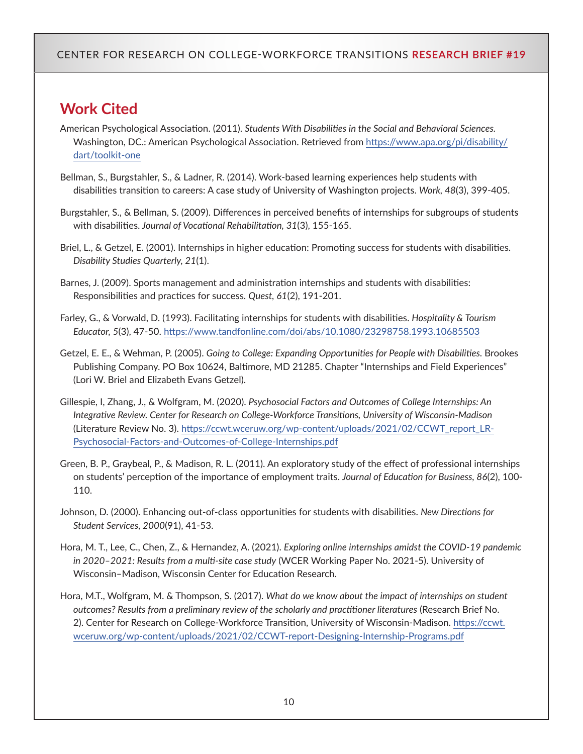## Work Cited

American Psychological Association. (2011). *Students With Disabilities in the Social and Behavioral Sciences.* Washington, DC.: American Psychological Association. Retrieved from https://www.apa.org/pi/disability/dart/toolkit-one

Bellman, S., Burgstahler, S., & Ladner, R. (2014). Work-based learning experiences help students with disabilities transition to careers: A case study of University of Washington projects. *Work*, *48*(3), 399-405.

Burgstahler, S., & Bellman, S. (2009). Differences in perceived benefits of internships for subgroups of students with disabilities. *Journal of Vocational Rehabilitation*, *31*(3), 155-165.

Briel, L., & Getzel, E. (2001). Internships in higher education: Promoting success for students with disabilities. *Disability Studies Quarterly*, *21*(1).

Barnes, J. (2009). Sports management and administration internships and students with disabilities: Responsibilities and practices for success. *Quest*, *61*(2), 191-201.

Farley, G., & Vorwald, D. (1993). Facilitating internships for students with disabilities. *Hospitality & Tourism Educator*, *5*(3), 47-50. https://www.tandfonline.com/doi/abs/10.1080/23298758.1993.10685503

Getzel, E. E., & Wehman, P. (2005). *Going to College: Expanding Opportunities for People with Disabilities.* Brookes Publishing Company. PO Box 10624, Baltimore, MD 21285. Chapter "Internships and Field Experiences" (Lori W. Briel and Elizabeth Evans Getzel).

Gillespie, I, Zhang, J., & Wolfgram, M. (2020). *Psychosocial Factors and Outcomes of College Internships: An Integrative Review. Center for Research on College-Workforce Transitions, University of Wisconsin-Madison* (Literature Review No. 3). https://ccwt.wceruw.org/wp-content/uploads/2021/02/CCWT_report_LR-Psychosocial-Factors-and-Outcomes-of-College-Internships.pdf

Green, B. P., Graybeal, P., & Madison, R. L. (2011). An exploratory study of the effect of professional internships on students' perception of the importance of employment traits. *Journal of Education for Business*, *86*(2), 100-110.

Johnson, D. (2000). Enhancing out-of-class opportunities for students with disabilities. *New Directions for Student Services*, *2000*(91), 41-53.

Hora, M. T., Lee, C., Chen, Z., & Hernandez, A. (2021). *Exploring online internships amidst the COVID-19 pandemic in 2020–2021: Results from a multi-site case study* (WCER Working Paper No. 2021-5). University of Wisconsin–Madison, Wisconsin Center for Education Research.

Hora, M.T., Wolfgram, M. & Thompson, S. (2017). *What do we know about the impact of internships on student outcomes? Results from a preliminary review of the scholarly and practitioner literatures* (Research Brief No. 2). Center for Research on College-Workforce Transition, University of Wisconsin-Madison. https://ccwt.wceruw.org/wp-content/uploads/2021/02/CCWT-report-Designing-Internship-Programs.pdf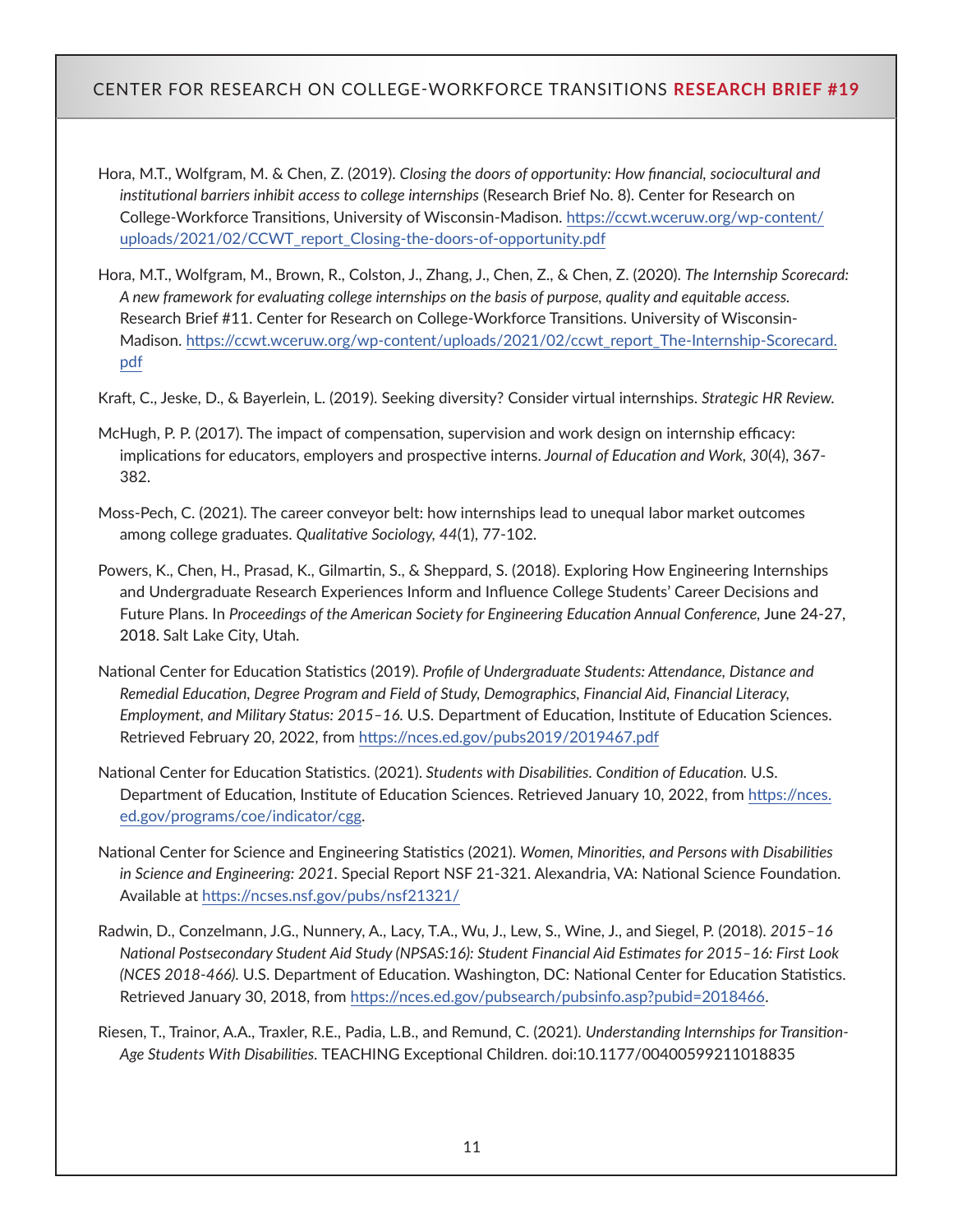Hora, M.T., Wolfgram, M. & Chen, Z. (2019). *Closing the doors of opportunity: How financial, sociocultural and institutional barriers inhibit access to college internships* (Research Brief No. 8). Center for Research on College-Workforce Transitions, University of Wisconsin-Madison. https://ccwt.wceruw.org/wp-content/uploads/2021/02/CCWT_report_Closing-the-doors-of-opportunity.pdf

Hora, M.T., Wolfgram, M., Brown, R., Colston, J., Zhang, J., Chen, Z., & Chen, Z. (2020). *The Internship Scorecard: A new framework for evaluating college internships on the basis of purpose, quality and equitable access.* Research Brief #11. Center for Research on College-Workforce Transitions. University of Wisconsin-Madison. https://ccwt.wceruw.org/wp-content/uploads/2021/02/ccwt_report_The-Internship-Scorecard.pdf

Kraft, C., Jeske, D., & Bayerlein, L. (2019). Seeking diversity? Consider virtual internships. *Strategic HR Review.*

McHugh, P. P. (2017). The impact of compensation, supervision and work design on internship efficacy: implications for educators, employers and prospective interns. *Journal of Education and Work*, *30*(4), 367-382.

Moss-Pech, C. (2021). The career conveyor belt: how internships lead to unequal labor market outcomes among college graduates. *Qualitative Sociology, 44*(1), 77-102.

Powers, K., Chen, H., Prasad, K., Gilmartin, S., & Sheppard, S. (2018). Exploring How Engineering Internships and Undergraduate Research Experiences Inform and Influence College Students' Career Decisions and Future Plans. In *Proceedings of the American Society for Engineering Education Annual Conference*, June 24-27, 2018. Salt Lake City, Utah.

National Center for Education Statistics (2019). *Profile of Undergraduate Students: Attendance, Distance and Remedial Education, Degree Program and Field of Study, Demographics, Financial Aid, Financial Literacy, Employment, and Military Status: 2015–16.* U.S. Department of Education, Institute of Education Sciences. Retrieved February 20, 2022, from https://nces.ed.gov/pubs2019/2019467.pdf

National Center for Education Statistics. (2021). *Students with Disabilities. Condition of Education.* U.S. Department of Education, Institute of Education Sciences. Retrieved January 10, 2022, from https://nces.ed.gov/programs/coe/indicator/cgg.

National Center for Science and Engineering Statistics (2021). *Women, Minorities, and Persons with Disabilities in Science and Engineering: 2021.* Special Report NSF 21-321. Alexandria, VA: National Science Foundation. Available at https://ncses.nsf.gov/pubs/nsf21321/

Radwin, D., Conzelmann, J.G., Nunnery, A., Lacy, T.A., Wu, J., Lew, S., Wine, J., and Siegel, P. (2018). *2015–16 National Postsecondary Student Aid Study (NPSAS:16): Student Financial Aid Estimates for 2015–16: First Look (NCES 2018-466).* U.S. Department of Education. Washington, DC: National Center for Education Statistics. Retrieved January 30, 2018, from https://nces.ed.gov/pubsearch/pubsinfo.asp?pubid=2018466.

Riesen, T., Trainor, A.A., Traxler, R.E., Padia, L.B., and Remund, C. (2021). *Understanding Internships for Transition-Age Students With Disabilities.* TEACHING Exceptional Children. doi:10.1177/00400599211018835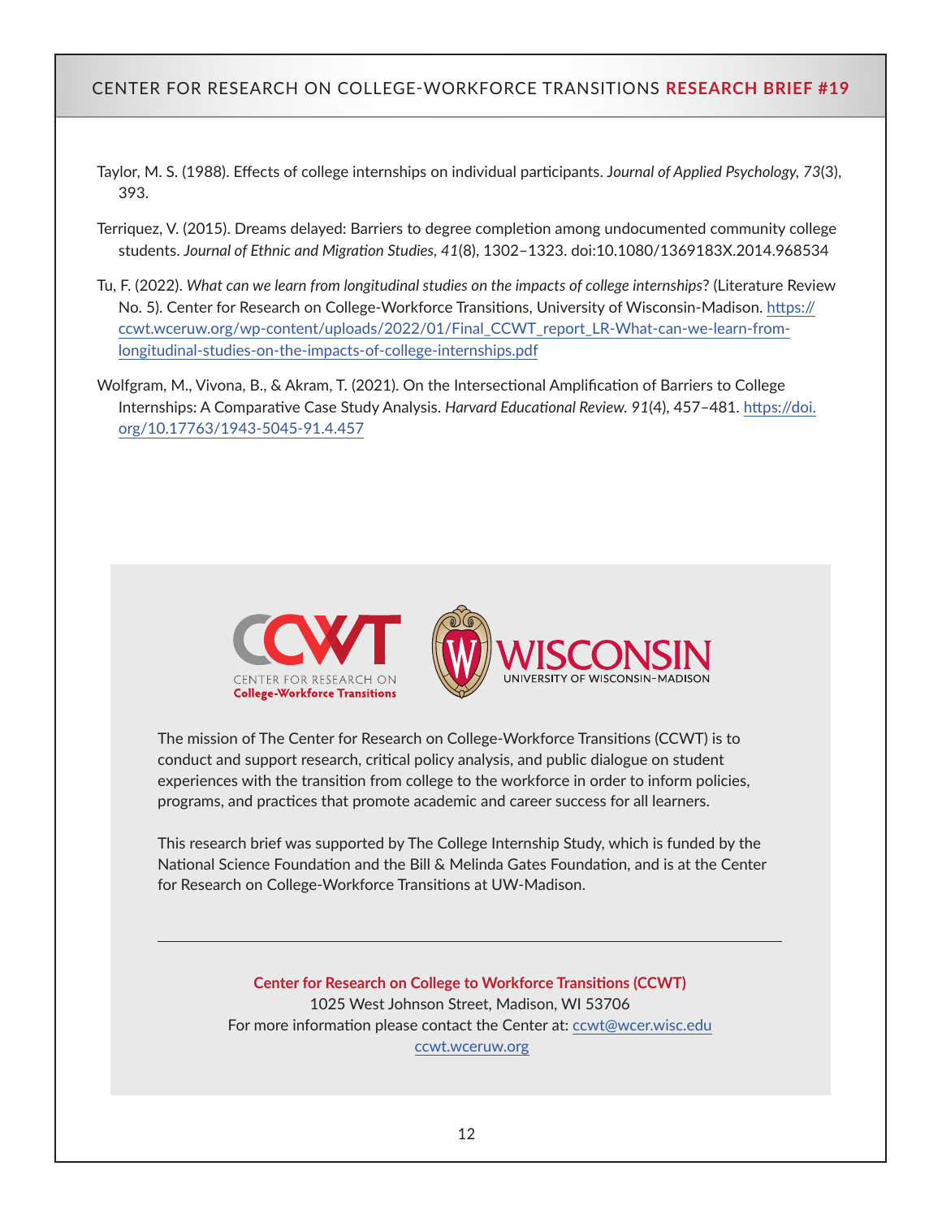Taylor, M. S. (1988). Effects of college internships on individual participants. *Journal of Applied Psychology, 73*(3), 393.

Terriquez, V. (2015). Dreams delayed: Barriers to degree completion among undocumented community college students. *Journal of Ethnic and Migration Studies, 41*(8), 1302–1323. doi:10.1080/1369183X.2014.968534

Tu, F. (2022). *What can we learn from longitudinal studies on the impacts of college internships*? (Literature Review No. 5). Center for Research on College-Workforce Transitions, University of Wisconsin-Madison. https://ccwt.wceruw.org/wp-content/uploads/2022/01/Final_CCWT_report_LR-What-can-we-learn-from-longitudinal-studies-on-the-impacts-of-college-internships.pdf

Wolfgram, M., Vivona, B., & Akram, T. (2021). On the Intersectional Amplification of Barriers to College Internships: A Comparative Case Study Analysis. *Harvard Educational Review. 91*(4), 457–481. https://doi.org/10.17763/1943-5045-91.4.457

CCWT
CENTER FOR RESEARCH ON
**College-Workforce Transitions**

WISCONSIN
UNIVERSITY OF WISCONSIN-MADISON

The mission of The Center for Research on College-Workforce Transitions (CCWT) is to conduct and support research, critical policy analysis, and public dialogue on student experiences with the transition from college to the workforce in order to inform policies, programs, and practices that promote academic and career success for all learners.

This research brief was supported by The College Internship Study, which is funded by the National Science Foundation and the Bill & Melinda Gates Foundation, and is at the Center for Research on College-Workforce Transitions at UW-Madison.

---

**Center for Research on College to Workforce Transitions (CCWT)**
1025 West Johnson Street, Madison, WI 53706
For more information please contact the Center at: ccwt@wcer.wisc.edu
ccwt.wceruw.org